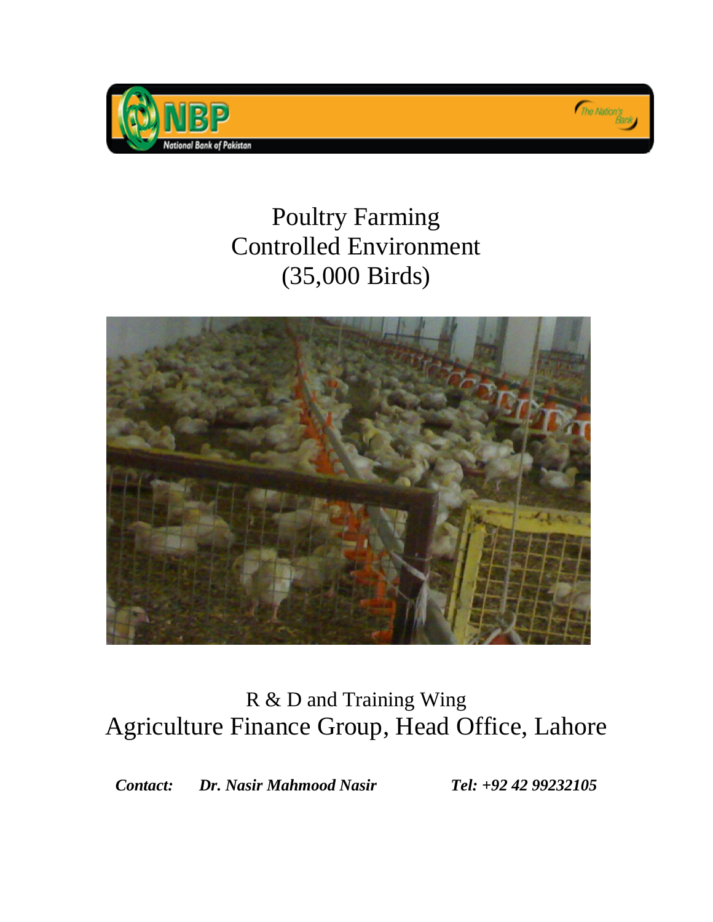NBP
National Bank of Pakistan

The Nation's Bank

# Poultry Farming
# Controlled Environment
# (35,000 Birds)

R & D and Training Wing

Agriculture Finance Group, Head Office, Lahore

***Contact:*** ***Dr. Nasir Mahmood Nasir*** ***Tel: +92 42 99232105***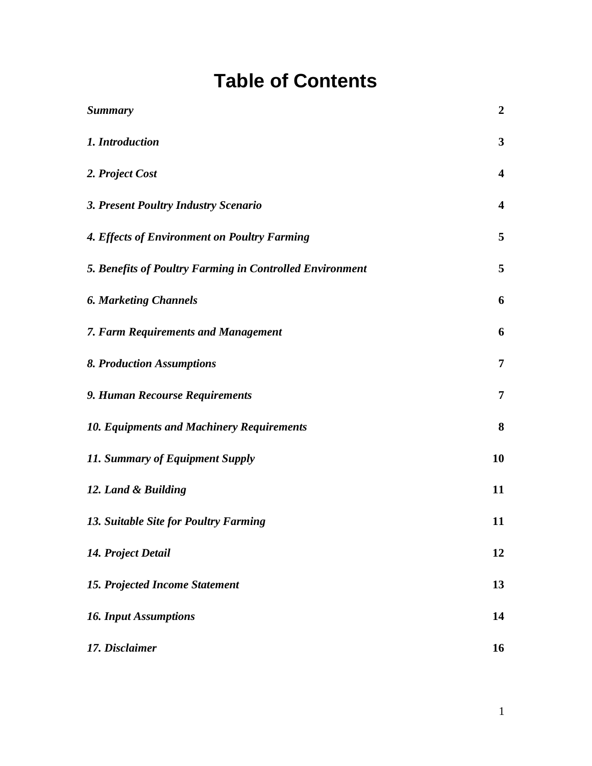# Table of Contents

| | |
|---|---|
| ***Summary*** | **2** |
| ***1. Introduction*** | **3** |
| ***2. Project Cost*** | **4** |
| ***3. Present Poultry Industry Scenario*** | **4** |
| ***4. Effects of Environment on Poultry Farming*** | **5** |
| ***5. Benefits of Poultry Farming in Controlled Environment*** | **5** |
| ***6. Marketing Channels*** | **6** |
| ***7. Farm Requirements and Management*** | **6** |
| ***8. Production Assumptions*** | **7** |
| ***9. Human Recourse Requirements*** | **7** |
| ***10. Equipments and Machinery Requirements*** | **8** |
| ***11. Summary of Equipment Supply*** | **10** |
| ***12. Land & Building*** | **11** |
| ***13. Suitable Site for Poultry Farming*** | **11** |
| ***14. Project Detail*** | **12** |
| ***15. Projected Income Statement*** | **13** |
| ***16. Input Assumptions*** | **14** |
| ***17. Disclaimer*** | **16** |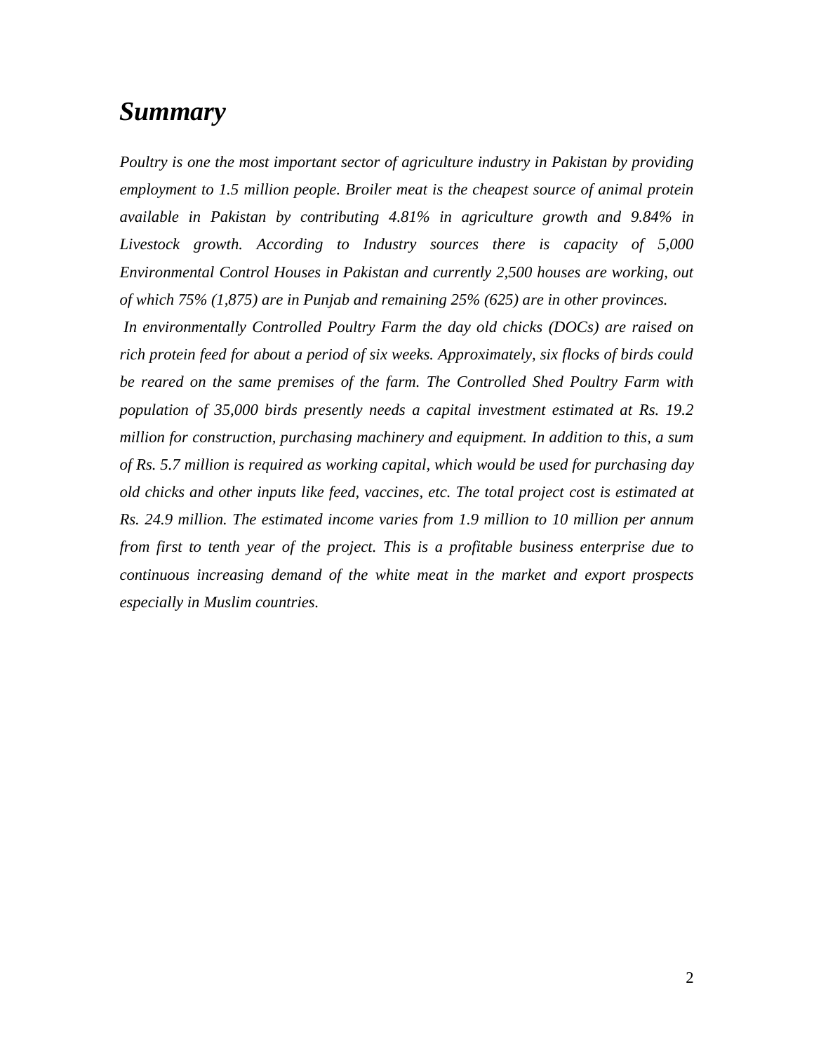# *Summary*

*Poultry is one the most important sector of agriculture industry in Pakistan by providing employment to 1.5 million people. Broiler meat is the cheapest source of animal protein available in Pakistan by contributing 4.81% in agriculture growth and 9.84% in Livestock growth. According to Industry sources there is capacity of 5,000 Environmental Control Houses in Pakistan and currently 2,500 houses are working, out of which 75% (1,875) are in Punjab and remaining 25% (625) are in other provinces.*

*In environmentally Controlled Poultry Farm the day old chicks (DOCs) are raised on rich protein feed for about a period of six weeks. Approximately, six flocks of birds could be reared on the same premises of the farm. The Controlled Shed Poultry Farm with population of 35,000 birds presently needs a capital investment estimated at Rs. 19.2 million for construction, purchasing machinery and equipment. In addition to this, a sum of Rs. 5.7 million is required as working capital, which would be used for purchasing day old chicks and other inputs like feed, vaccines, etc. The total project cost is estimated at Rs. 24.9 million. The estimated income varies from 1.9 million to 10 million per annum from first to tenth year of the project. This is a profitable business enterprise due to continuous increasing demand of the white meat in the market and export prospects especially in Muslim countries.*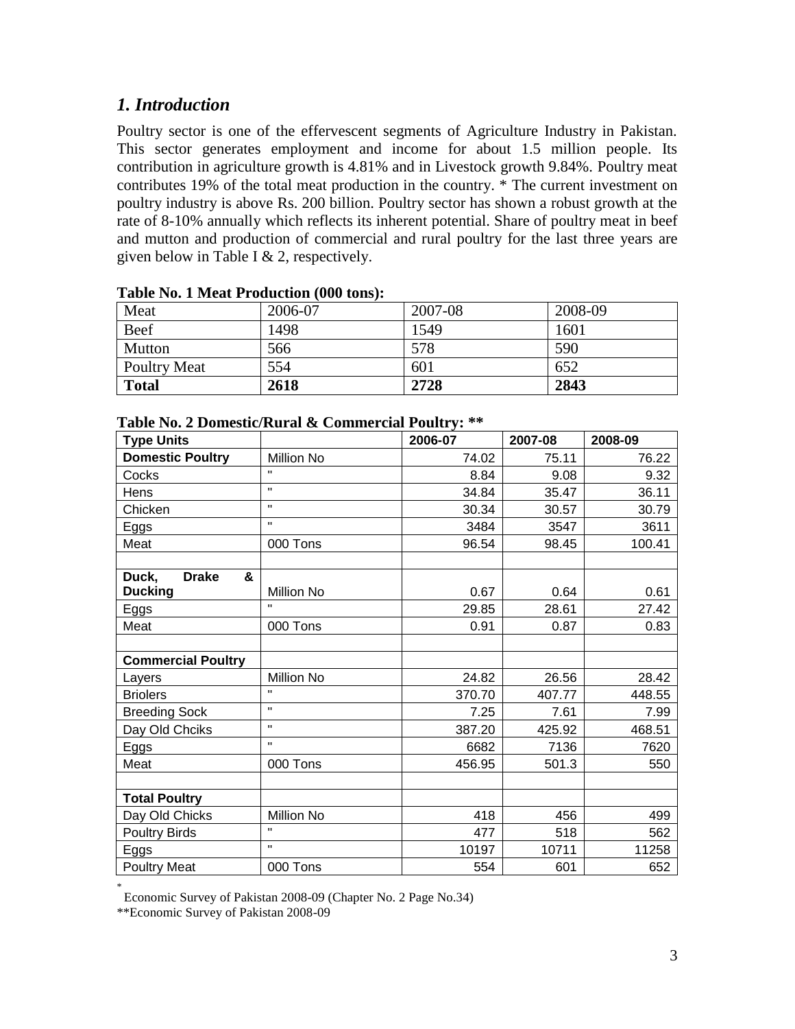## *1. Introduction*

Poultry sector is one of the effervescent segments of Agriculture Industry in Pakistan. This sector generates employment and income for about 1.5 million people. Its contribution in agriculture growth is 4.81% and in Livestock growth 9.84%. Poultry meat contributes 19% of the total meat production in the country. * The current investment on poultry industry is above Rs. 200 billion. Poultry sector has shown a robust growth at the rate of 8-10% annually which reflects its inherent potential. Share of poultry meat in beef and mutton and production of commercial and rural poultry for the last three years are given below in Table I & 2, respectively.

**Table No. 1 Meat Production (000 tons):**

| Meat | 2006-07 | 2007-08 | 2008-09 |
|---|---|---|---|
| Beef | 1498 | 1549 | 1601 |
| Mutton | 566 | 578 | 590 |
| Poultry Meat | 554 | 601 | 652 |
| **Total** | **2618** | **2728** | **2843** |

**Table No. 2 Domestic/Rural & Commercial Poultry: ****

| Type Units | | 2006-07 | 2007-08 | 2008-09 |
|---|---|---|---|---|
| **Domestic Poultry** | Million No | 74.02 | 75.11 | 76.22 |
| Cocks | " | 8.84 | 9.08 | 9.32 |
| Hens | " | 34.84 | 35.47 | 36.11 |
| Chicken | " | 30.34 | 30.57 | 30.79 |
| Eggs | " | 3484 | 3547 | 3611 |
| Meat | 000 Tons | 96.54 | 98.45 | 100.41 |
| | | | | |
| **Duck, Drake & Ducking** | Million No | 0.67 | 0.64 | 0.61 |
| Eggs | " | 29.85 | 28.61 | 27.42 |
| Meat | 000 Tons | 0.91 | 0.87 | 0.83 |
| | | | | |
| **Commercial Poultry** | | | | |
| Layers | Million No | 24.82 | 26.56 | 28.42 |
| Briolers | " | 370.70 | 407.77 | 448.55 |
| Breeding Sock | " | 7.25 | 7.61 | 7.99 |
| Day Old Chciks | " | 387.20 | 425.92 | 468.51 |
| Eggs | " | 6682 | 7136 | 7620 |
| Meat | 000 Tons | 456.95 | 501.3 | 550 |
| | | | | |
| **Total Poultry** | | | | |
| Day Old Chicks | Million No | 418 | 456 | 499 |
| Poultry Birds | " | 477 | 518 | 562 |
| Eggs | " | 10197 | 10711 | 11258 |
| Poultry Meat | 000 Tons | 554 | 601 | 652 |

* Economic Survey of Pakistan 2008-09 (Chapter No. 2 Page No.34)

**Economic Survey of Pakistan 2008-09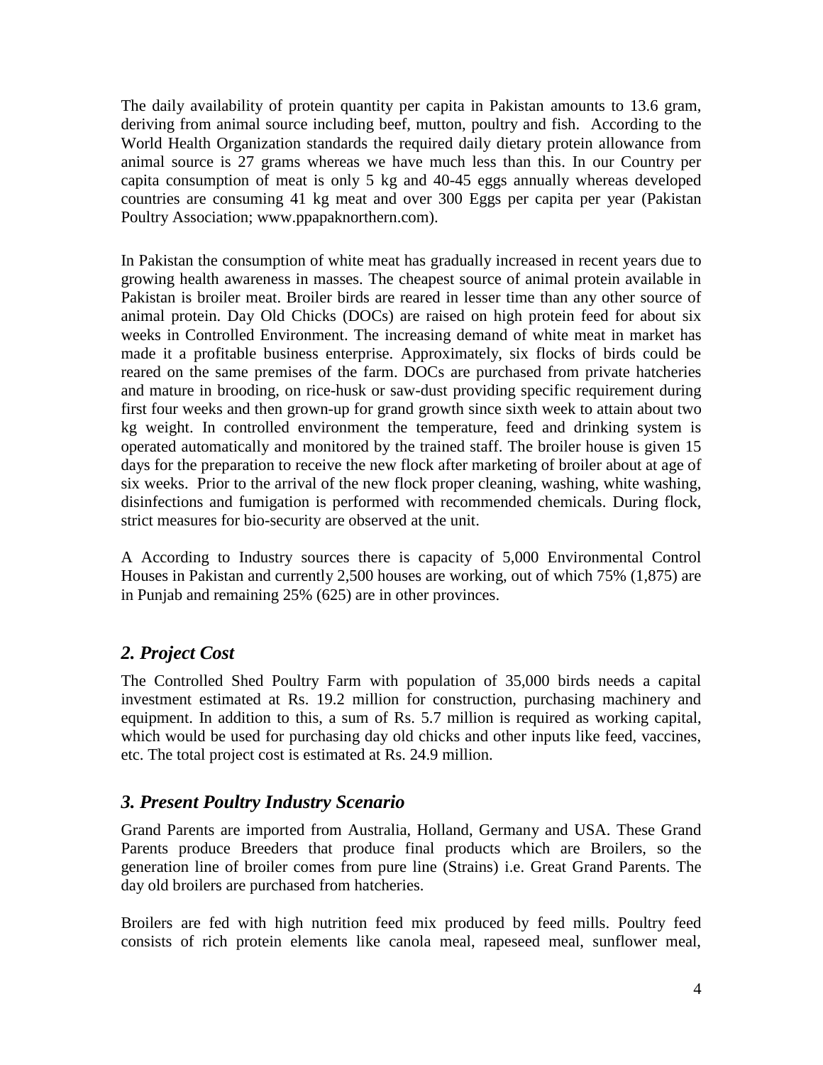The daily availability of protein quantity per capita in Pakistan amounts to 13.6 gram, deriving from animal source including beef, mutton, poultry and fish. According to the World Health Organization standards the required daily dietary protein allowance from animal source is 27 grams whereas we have much less than this. In our Country per capita consumption of meat is only 5 kg and 40-45 eggs annually whereas developed countries are consuming 41 kg meat and over 300 Eggs per capita per year (Pakistan Poultry Association; www.ppapaknorthern.com).

In Pakistan the consumption of white meat has gradually increased in recent years due to growing health awareness in masses. The cheapest source of animal protein available in Pakistan is broiler meat. Broiler birds are reared in lesser time than any other source of animal protein. Day Old Chicks (DOCs) are raised on high protein feed for about six weeks in Controlled Environment. The increasing demand of white meat in market has made it a profitable business enterprise. Approximately, six flocks of birds could be reared on the same premises of the farm. DOCs are purchased from private hatcheries and mature in brooding, on rice-husk or saw-dust providing specific requirement during first four weeks and then grown-up for grand growth since sixth week to attain about two kg weight. In controlled environment the temperature, feed and drinking system is operated automatically and monitored by the trained staff. The broiler house is given 15 days for the preparation to receive the new flock after marketing of broiler about at age of six weeks. Prior to the arrival of the new flock proper cleaning, washing, white washing, disinfections and fumigation is performed with recommended chemicals. During flock, strict measures for bio-security are observed at the unit.

A According to Industry sources there is capacity of 5,000 Environmental Control Houses in Pakistan and currently 2,500 houses are working, out of which 75% (1,875) are in Punjab and remaining 25% (625) are in other provinces.

## *2. Project Cost*

The Controlled Shed Poultry Farm with population of 35,000 birds needs a capital investment estimated at Rs. 19.2 million for construction, purchasing machinery and equipment. In addition to this, a sum of Rs. 5.7 million is required as working capital, which would be used for purchasing day old chicks and other inputs like feed, vaccines, etc. The total project cost is estimated at Rs. 24.9 million.

## *3. Present Poultry Industry Scenario*

Grand Parents are imported from Australia, Holland, Germany and USA. These Grand Parents produce Breeders that produce final products which are Broilers, so the generation line of broiler comes from pure line (Strains) i.e. Great Grand Parents. The day old broilers are purchased from hatcheries.

Broilers are fed with high nutrition feed mix produced by feed mills. Poultry feed consists of rich protein elements like canola meal, rapeseed meal, sunflower meal,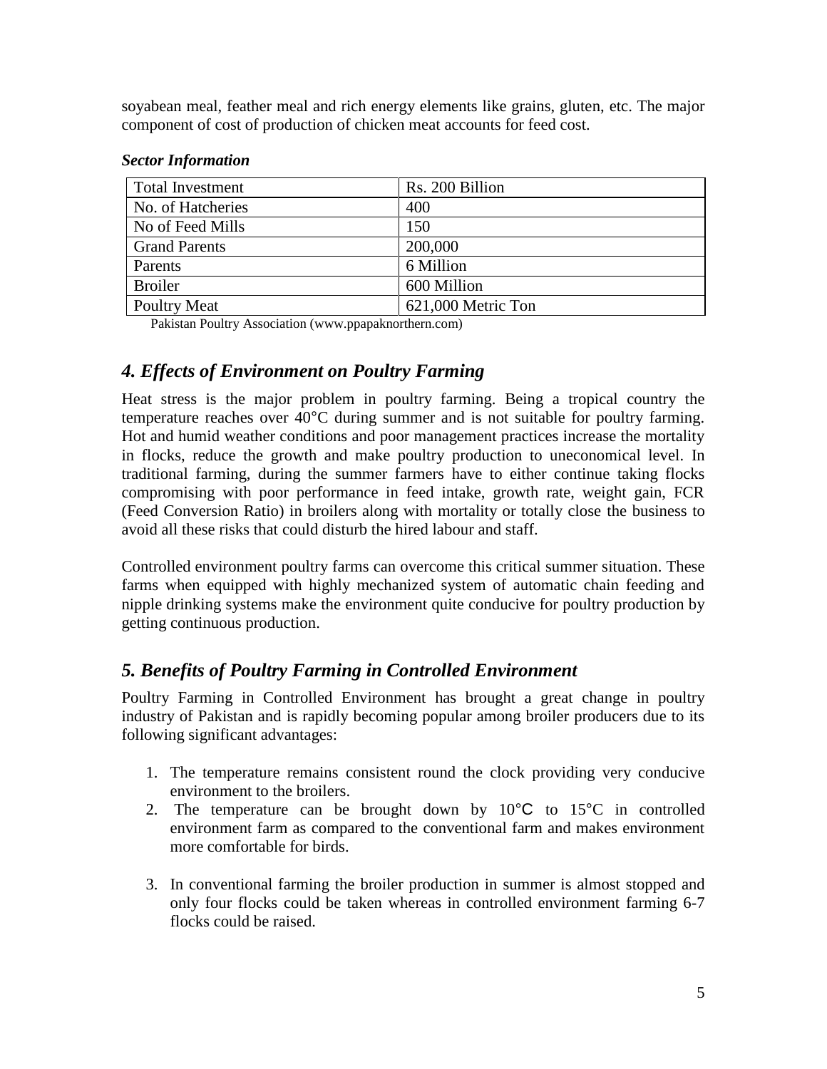soyabean meal, feather meal and rich energy elements like grains, gluten, etc. The major component of cost of production of chicken meat accounts for feed cost.

***Sector Information***

| Total Investment | Rs. 200 Billion |
|---|---|
| No. of Hatcheries | 400 |
| No of Feed Mills | 150 |
| Grand Parents | 200,000 |
| Parents | 6 Million |
| Broiler | 600 Million |
| Poultry Meat | 621,000 Metric Ton |

Pakistan Poultry Association (www.ppapaknorthern.com)

## *4. Effects of Environment on Poultry Farming*

Heat stress is the major problem in poultry farming. Being a tropical country the temperature reaches over 40°C during summer and is not suitable for poultry farming. Hot and humid weather conditions and poor management practices increase the mortality in flocks, reduce the growth and make poultry production to uneconomical level. In traditional farming, during the summer farmers have to either continue taking flocks compromising with poor performance in feed intake, growth rate, weight gain, FCR (Feed Conversion Ratio) in broilers along with mortality or totally close the business to avoid all these risks that could disturb the hired labour and staff.

Controlled environment poultry farms can overcome this critical summer situation. These farms when equipped with highly mechanized system of automatic chain feeding and nipple drinking systems make the environment quite conducive for poultry production by getting continuous production.

## *5. Benefits of Poultry Farming in Controlled Environment*

Poultry Farming in Controlled Environment has brought a great change in poultry industry of Pakistan and is rapidly becoming popular among broiler producers due to its following significant advantages:

1. The temperature remains consistent round the clock providing very conducive environment to the broilers.
2. The temperature can be brought down by 10°C to 15°C in controlled environment farm as compared to the conventional farm and makes environment more comfortable for birds.
3. In conventional farming the broiler production in summer is almost stopped and only four flocks could be taken whereas in controlled environment farming 6-7 flocks could be raised.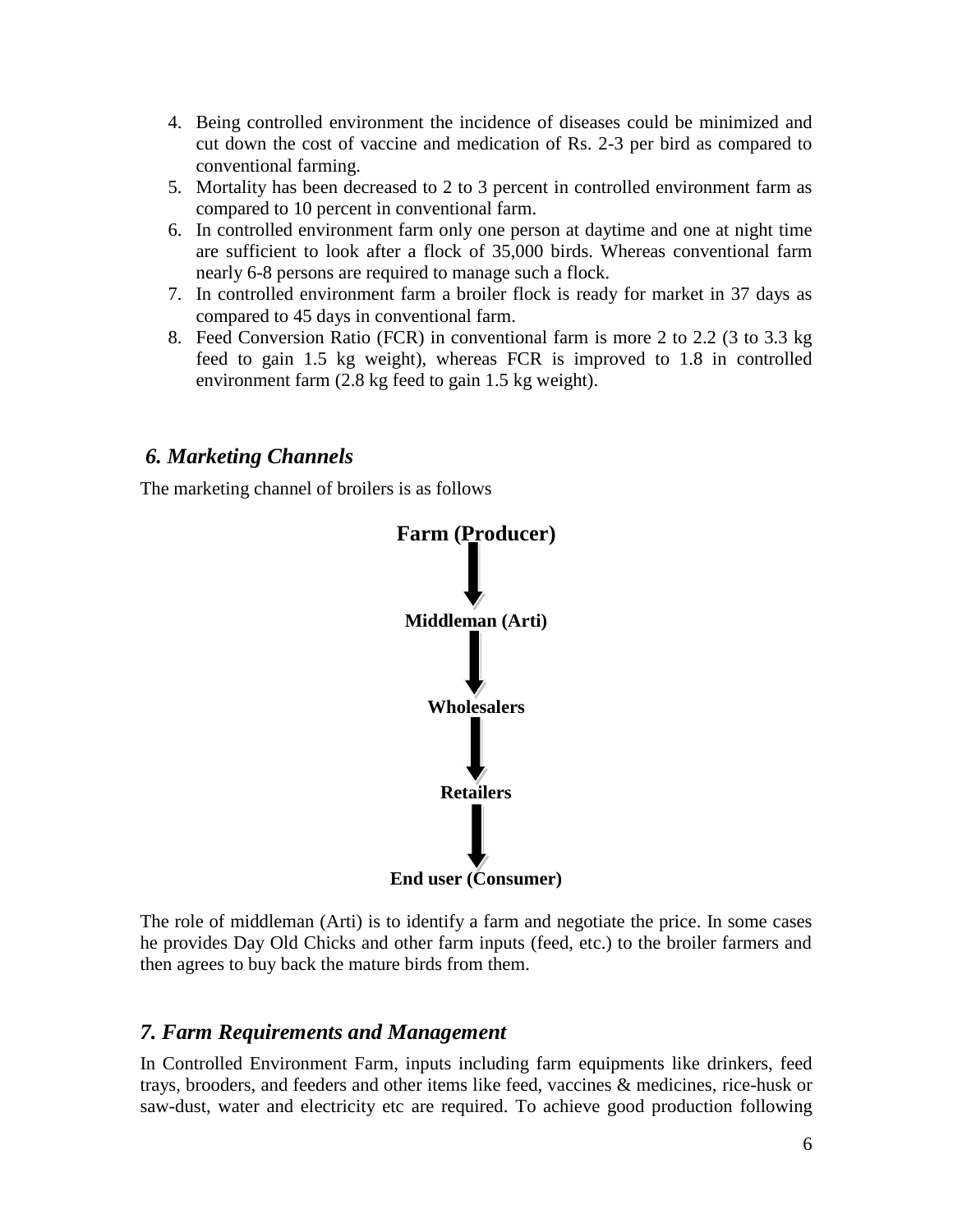4. Being controlled environment the incidence of diseases could be minimized and cut down the cost of vaccine and medication of Rs. 2-3 per bird as compared to conventional farming.
5. Mortality has been decreased to 2 to 3 percent in controlled environment farm as compared to 10 percent in conventional farm.
6. In controlled environment farm only one person at daytime and one at night time are sufficient to look after a flock of 35,000 birds. Whereas conventional farm nearly 6-8 persons are required to manage such a flock.
7. In controlled environment farm a broiler flock is ready for market in 37 days as compared to 45 days in conventional farm.
8. Feed Conversion Ratio (FCR) in conventional farm is more 2 to 2.2 (3 to 3.3 kg feed to gain 1.5 kg weight), whereas FCR is improved to 1.8 in controlled environment farm (2.8 kg feed to gain 1.5 kg weight).

## *6. Marketing Channels*

The marketing channel of broilers is as follows

**Farm (Producer)**

↓

**Middleman (Arti)**

↓

**Wholesalers**

↓

**Retailers**

↓

**End user (Consumer)**

The role of middleman (Arti) is to identify a farm and negotiate the price. In some cases he provides Day Old Chicks and other farm inputs (feed, etc.) to the broiler farmers and then agrees to buy back the mature birds from them.

## *7. Farm Requirements and Management*

In Controlled Environment Farm, inputs including farm equipments like drinkers, feed trays, brooders, and feeders and other items like feed, vaccines & medicines, rice-husk or saw-dust, water and electricity etc are required. To achieve good production following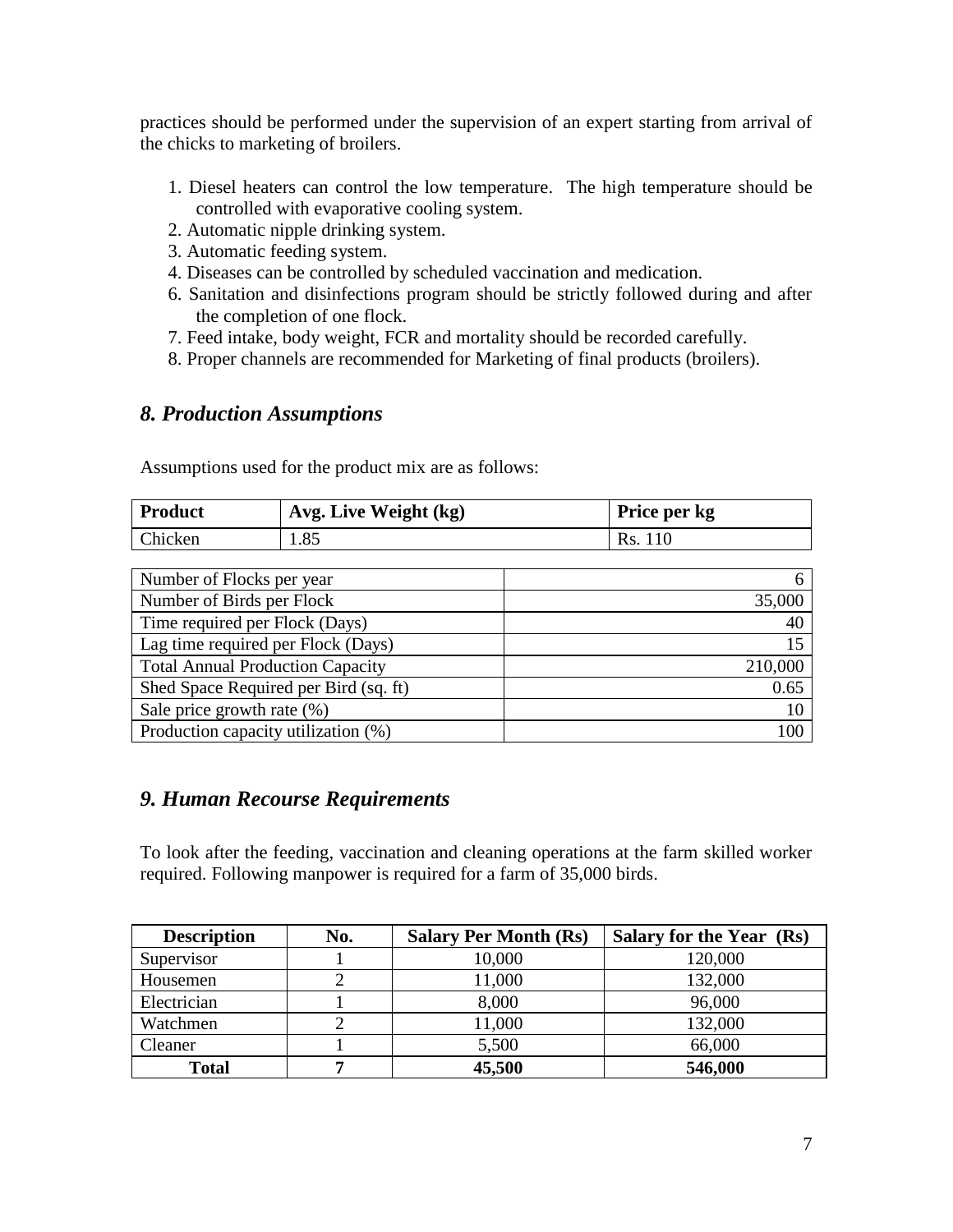practices should be performed under the supervision of an expert starting from arrival of the chicks to marketing of broilers.

1. Diesel heaters can control the low temperature. The high temperature should be controlled with evaporative cooling system.
2. Automatic nipple drinking system.
3. Automatic feeding system.
4. Diseases can be controlled by scheduled vaccination and medication.
6. Sanitation and disinfections program should be strictly followed during and after the completion of one flock.
7. Feed intake, body weight, FCR and mortality should be recorded carefully.
8. Proper channels are recommended for Marketing of final products (broilers).

## *8. Production Assumptions*

Assumptions used for the product mix are as follows:

| Product | Avg. Live Weight (kg) | Price per kg |
|---|---|---|
| Chicken | 1.85 | Rs. 110 |

| | |
|---|---|
| Number of Flocks per year | 6 |
| Number of Birds per Flock | 35,000 |
| Time required per Flock (Days) | 40 |
| Lag time required per Flock (Days) | 15 |
| Total Annual Production Capacity | 210,000 |
| Shed Space Required per Bird (sq. ft) | 0.65 |
| Sale price growth rate (%) | 10 |
| Production capacity utilization (%) | 100 |

## *9. Human Recourse Requirements*

To look after the feeding, vaccination and cleaning operations at the farm skilled worker required. Following manpower is required for a farm of 35,000 birds.

| Description | No. | Salary Per Month (Rs) | Salary for the Year (Rs) |
|---|---|---|---|
| Supervisor | 1 | 10,000 | 120,000 |
| Housemen | 2 | 11,000 | 132,000 |
| Electrician | 1 | 8,000 | 96,000 |
| Watchmen | 2 | 11,000 | 132,000 |
| Cleaner | 1 | 5,500 | 66,000 |
| **Total** | **7** | **45,500** | **546,000** |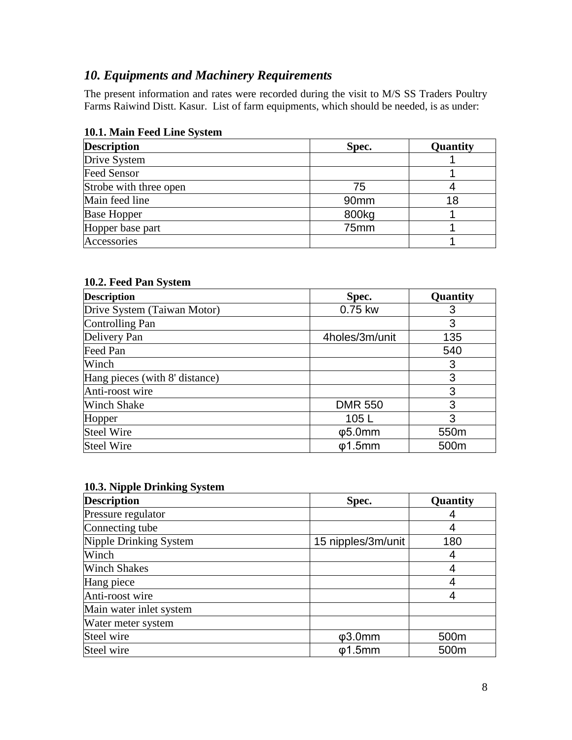## *10. Equipments and Machinery Requirements*

The present information and rates were recorded during the visit to M/S SS Traders Poultry Farms Raiwind Distt. Kasur. List of farm equipments, which should be needed, is as under:

**10.1. Main Feed Line System**

| Description | Spec. | Quantity |
|---|---|---|
| Drive System | | 1 |
| Feed Sensor | | 1 |
| Strobe with three open | 75 | 4 |
| Main feed line | 90mm | 18 |
| Base Hopper | 800kg | 1 |
| Hopper base part | 75mm | 1 |
| Accessories | | 1 |

**10.2. Feed Pan System**

| Description | Spec. | Quantity |
|---|---|---|
| Drive System (Taiwan Motor) | 0.75 kw | 3 |
| Controlling Pan | | 3 |
| Delivery Pan | 4holes/3m/unit | 135 |
| Feed Pan | | 540 |
| Winch | | 3 |
| Hang pieces (with 8' distance) | | 3 |
| Anti-roost wire | | 3 |
| Winch Shake | DMR 550 | 3 |
| Hopper | 105 L | 3 |
| Steel Wire | φ5.0mm | 550m |
| Steel Wire | φ1.5mm | 500m |

**10.3. Nipple Drinking System**

| Description | Spec. | Quantity |
|---|---|---|
| Pressure regulator | | 4 |
| Connecting tube | | 4 |
| Nipple Drinking System | 15 nipples/3m/unit | 180 |
| Winch | | 4 |
| Winch Shakes | | 4 |
| Hang piece | | 4 |
| Anti-roost wire | | 4 |
| Main water inlet system | | |
| Water meter system | | |
| Steel wire | φ3.0mm | 500m |
| Steel wire | φ1.5mm | 500m |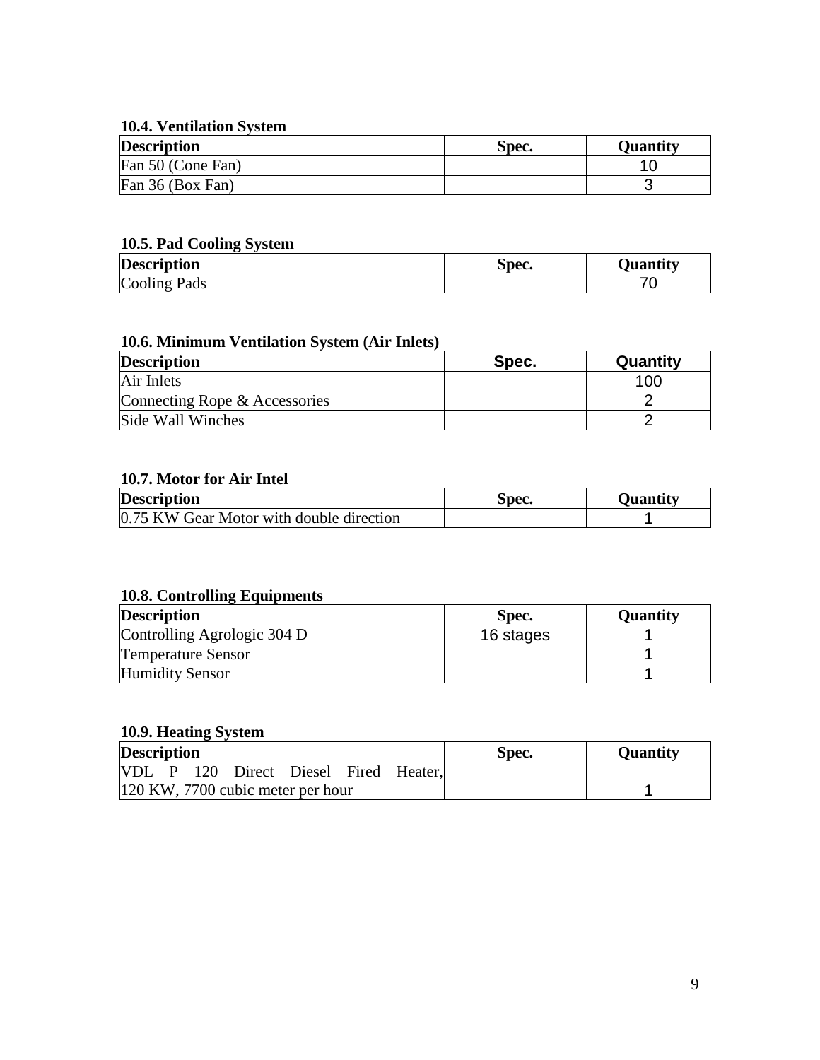### 10.4. Ventilation System

| Description | Spec. | Quantity |
|---|---|---|
| Fan 50 (Cone Fan) | | 10 |
| Fan 36 (Box Fan) | | 3 |

### 10.5. Pad Cooling System

| Description | Spec. | Quantity |
|---|---|---|
| Cooling Pads | | 70 |

### 10.6. Minimum Ventilation System (Air Inlets)

| Description | Spec. | Quantity |
|---|---|---|
| Air Inlets | | 100 |
| Connecting Rope & Accessories | | 2 |
| Side Wall Winches | | 2 |

### 10.7. Motor for Air Intel

| Description | Spec. | Quantity |
|---|---|---|
| 0.75 KW Gear Motor with double direction | | 1 |

### 10.8. Controlling Equipments

| Description | Spec. | Quantity |
|---|---|---|
| Controlling Agrologic 304 D | 16 stages | 1 |
| Temperature Sensor | | 1 |
| Humidity Sensor | | 1 |

### 10.9. Heating System

| Description | Spec. | Quantity |
|---|---|---|
| VDL P 120 Direct Diesel Fired Heater, 120 KW, 7700 cubic meter per hour | | 1 |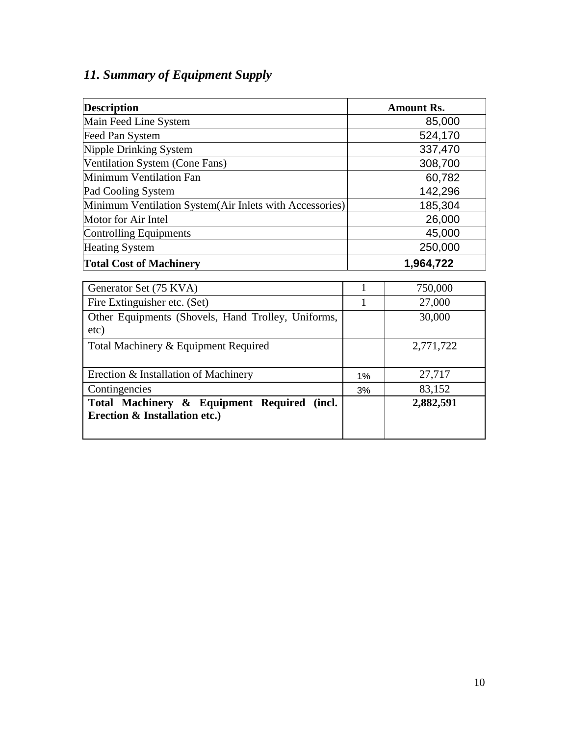### *11. Summary of Equipment Supply*

| Description | Amount Rs. |
|---|---|
| Main Feed Line System | 85,000 |
| Feed Pan System | 524,170 |
| Nipple Drinking System | 337,470 |
| Ventilation System (Cone Fans) | 308,700 |
| Minimum Ventilation Fan | 60,782 |
| Pad Cooling System | 142,296 |
| Minimum Ventilation System(Air Inlets with Accessories) | 185,304 |
| Motor for Air Intel | 26,000 |
| Controlling Equipments | 45,000 |
| Heating System | 250,000 |
| **Total Cost of Machinery** | **1,964,722** |

| | | |
|---|---|---|
| Generator Set (75 KVA) | 1 | 750,000 |
| Fire Extinguisher etc. (Set) | 1 | 27,000 |
| Other Equipments (Shovels, Hand Trolley, Uniforms, etc) | | 30,000 |
| Total Machinery & Equipment Required | | 2,771,722 |
| Erection & Installation of Machinery | 1% | 27,717 |
| Contingencies | 3% | 83,152 |
| **Total Machinery & Equipment Required (incl. Erection & Installation etc.)** | | **2,882,591** |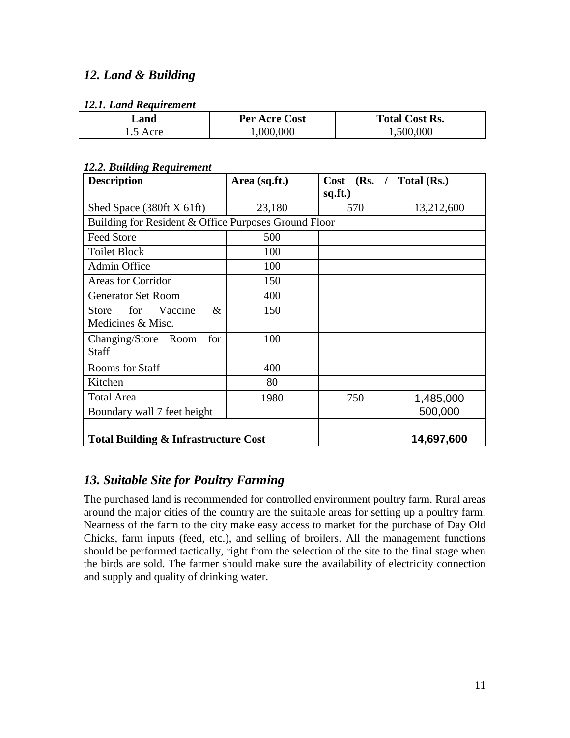## *12. Land & Building*

### *12.1. Land Requirement*

| Land | Per Acre Cost | Total Cost Rs. |
|---|---|---|
| 1.5 Acre | 1,000,000 | 1,500,000 |

### *12.2. Building Requirement*

| Description | Area (sq.ft.) | Cost (Rs. / sq.ft.) | Total (Rs.) |
|---|---|---|---|
| Shed Space (380ft X 61ft) | 23,180 | 570 | 13,212,600 |
| Building for Resident & Office Purposes Ground Floor | | | |
| Feed Store | 500 | | |
| Toilet Block | 100 | | |
| Admin Office | 100 | | |
| Areas for Corridor | 150 | | |
| Generator Set Room | 400 | | |
| Store for Vaccine & Medicines & Misc. | 150 | | |
| Changing/Store Room for Staff | 100 | | |
| Rooms for Staff | 400 | | |
| Kitchen | 80 | | |
| Total Area | 1980 | 750 | 1,485,000 |
| Boundary wall 7 feet height | | | 500,000 |
| **Total Building & Infrastructure Cost** | | | **14,697,600** |

## *13. Suitable Site for Poultry Farming*

The purchased land is recommended for controlled environment poultry farm. Rural areas around the major cities of the country are the suitable areas for setting up a poultry farm. Nearness of the farm to the city make easy access to market for the purchase of Day Old Chicks, farm inputs (feed, etc.), and selling of broilers. All the management functions should be performed tactically, right from the selection of the site to the final stage when the birds are sold. The farmer should make sure the availability of electricity connection and supply and quality of drinking water.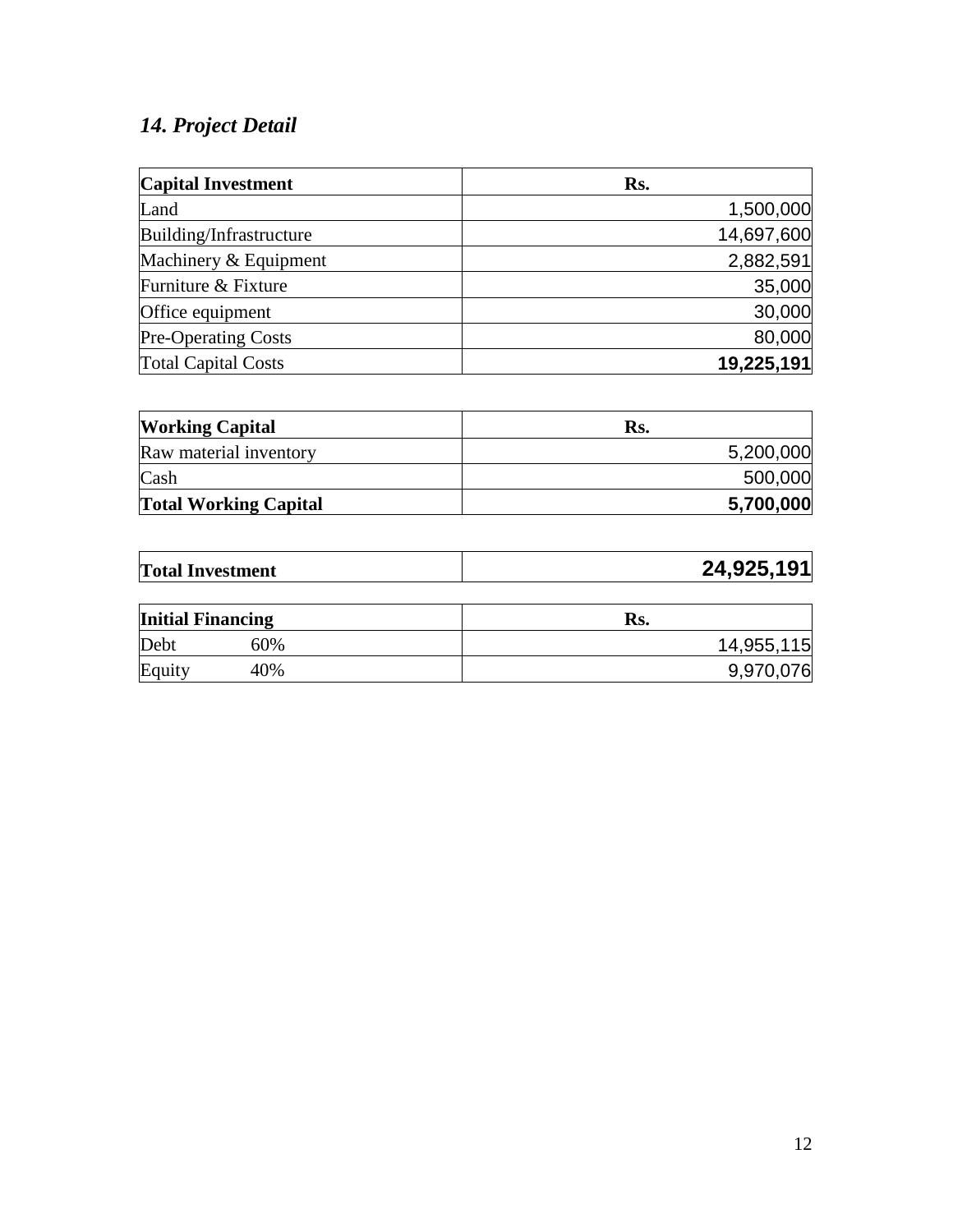## *14. Project Detail*

| Capital Investment | Rs. |
|---|---|
| Land | 1,500,000 |
| Building/Infrastructure | 14,697,600 |
| Machinery & Equipment | 2,882,591 |
| Furniture & Fixture | 35,000 |
| Office equipment | 30,000 |
| Pre-Operating Costs | 80,000 |
| Total Capital Costs | **19,225,191** |

| Working Capital | Rs. |
|---|---|
| Raw material inventory | 5,200,000 |
| Cash | 500,000 |
| **Total Working Capital** | **5,700,000** |

| **Total Investment** | **24,925,191** |
|---|---|

| Initial Financing | | Rs. |
|---|---|---|
| Debt | 60% | 14,955,115 |
| Equity | 40% | 9,970,076 |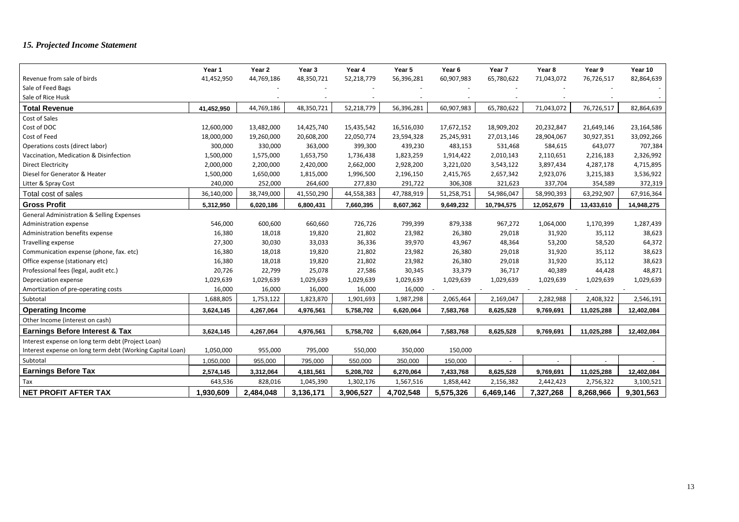### *15. Projected Income Statement*

| | Year 1 | Year 2 | Year 3 | Year 4 | Year 5 | Year 6 | Year 7 | Year 8 | Year 9 | Year 10 |
|---|---|---|---|---|---|---|---|---|---|---|
| Revenue from sale of birds | 41,452,950 | 44,769,186 | 48,350,721 | 52,218,779 | 56,396,281 | 60,907,983 | 65,780,622 | 71,043,072 | 76,726,517 | 82,864,639 |
| Sale of Feed Bags | | - | - | - | - | - | - | - | - | - |
| Sale of Rice Husk | | - | - | - | - | - | - | - | - | - |
| **Total Revenue** | **41,452,950** | 44,769,186 | 48,350,721 | 52,218,779 | 56,396,281 | 60,907,983 | 65,780,622 | 71,043,072 | 76,726,517 | 82,864,639 |
| Cost of Sales | | | | | | | | | | |
| Cost of DOC | 12,600,000 | 13,482,000 | 14,425,740 | 15,435,542 | 16,516,030 | 17,672,152 | 18,909,202 | 20,232,847 | 21,649,146 | 23,164,586 |
| Cost of Feed | 18,000,000 | 19,260,000 | 20,608,200 | 22,050,774 | 23,594,328 | 25,245,931 | 27,013,146 | 28,904,067 | 30,927,351 | 33,092,266 |
| Operations costs (direct labor) | 300,000 | 330,000 | 363,000 | 399,300 | 439,230 | 483,153 | 531,468 | 584,615 | 643,077 | 707,384 |
| Vaccination, Medication & Disinfection | 1,500,000 | 1,575,000 | 1,653,750 | 1,736,438 | 1,823,259 | 1,914,422 | 2,010,143 | 2,110,651 | 2,216,183 | 2,326,992 |
| Direct Electricity | 2,000,000 | 2,200,000 | 2,420,000 | 2,662,000 | 2,928,200 | 3,221,020 | 3,543,122 | 3,897,434 | 4,287,178 | 4,715,895 |
| Diesel for Generator & Heater | 1,500,000 | 1,650,000 | 1,815,000 | 1,996,500 | 2,196,150 | 2,415,765 | 2,657,342 | 2,923,076 | 3,215,383 | 3,536,922 |
| Litter & Spray Cost | 240,000 | 252,000 | 264,600 | 277,830 | 291,722 | 306,308 | 321,623 | 337,704 | 354,589 | 372,319 |
| Total cost of sales | 36,140,000 | 38,749,000 | 41,550,290 | 44,558,383 | 47,788,919 | 51,258,751 | 54,986,047 | 58,990,393 | 63,292,907 | 67,916,364 |
| **Gross Profit** | **5,312,950** | **6,020,186** | **6,800,431** | **7,660,395** | **8,607,362** | **9,649,232** | **10,794,575** | **12,052,679** | **13,433,610** | **14,948,275** |
| General Administration & Selling Expenses | | | | | | | | | | |
| Administration expense | 546,000 | 600,600 | 660,660 | 726,726 | 799,399 | 879,338 | 967,272 | 1,064,000 | 1,170,399 | 1,287,439 |
| Administration benefits expense | 16,380 | 18,018 | 19,820 | 21,802 | 23,982 | 26,380 | 29,018 | 31,920 | 35,112 | 38,623 |
| Travelling expense | 27,300 | 30,030 | 33,033 | 36,336 | 39,970 | 43,967 | 48,364 | 53,200 | 58,520 | 64,372 |
| Communication expense (phone, fax. etc) | 16,380 | 18,018 | 19,820 | 21,802 | 23,982 | 26,380 | 29,018 | 31,920 | 35,112 | 38,623 |
| Office expense (stationary etc) | 16,380 | 18,018 | 19,820 | 21,802 | 23,982 | 26,380 | 29,018 | 31,920 | 35,112 | 38,623 |
| Professional fees (legal, audit etc.) | 20,726 | 22,799 | 25,078 | 27,586 | 30,345 | 33,379 | 36,717 | 40,389 | 44,428 | 48,871 |
| Depreciation expense | 1,029,639 | 1,029,639 | 1,029,639 | 1,029,639 | 1,029,639 | 1,029,639 | 1,029,639 | 1,029,639 | 1,029,639 | 1,029,639 |
| Amortization of pre-operating costs | 16,000 | 16,000 | 16,000 | 16,000 | 16,000 | - | - | - | - | - |
| Subtotal | 1,688,805 | 1,753,122 | 1,823,870 | 1,901,693 | 1,987,298 | 2,065,464 | 2,169,047 | 2,282,988 | 2,408,322 | 2,546,191 |
| **Operating Income** | **3,624,145** | **4,267,064** | **4,976,561** | **5,758,702** | **6,620,064** | **7,583,768** | **8,625,528** | **9,769,691** | **11,025,288** | **12,402,084** |
| Other Income (interest on cash) | | | | | | | | | | |
| **Earnings Before Interest & Tax** | **3,624,145** | **4,267,064** | **4,976,561** | **5,758,702** | **6,620,064** | **7,583,768** | **8,625,528** | **9,769,691** | **11,025,288** | **12,402,084** |
| Interest expense on long term debt (Project Loan) | | | | | | | | | | |
| Interest expense on long term debt (Working Capital Loan) | 1,050,000 | 955,000 | 795,000 | 550,000 | 350,000 | 150,000 | | | | |
| Subtotal | 1,050,000 | 955,000 | 795,000 | 550,000 | 350,000 | 150,000 | - | - | - | - |
| **Earnings Before Tax** | **2,574,145** | **3,312,064** | **4,181,561** | **5,208,702** | **6,270,064** | **7,433,768** | **8,625,528** | **9,769,691** | **11,025,288** | **12,402,084** |
| Tax | 643,536 | 828,016 | 1,045,390 | 1,302,176 | 1,567,516 | 1,858,442 | 2,156,382 | 2,442,423 | 2,756,322 | 3,100,521 |
| **NET PROFIT AFTER TAX** | **1,930,609** | **2,484,048** | **3,136,171** | **3,906,527** | **4,702,548** | **5,575,326** | **6,469,146** | **7,327,268** | **8,268,966** | **9,301,563** |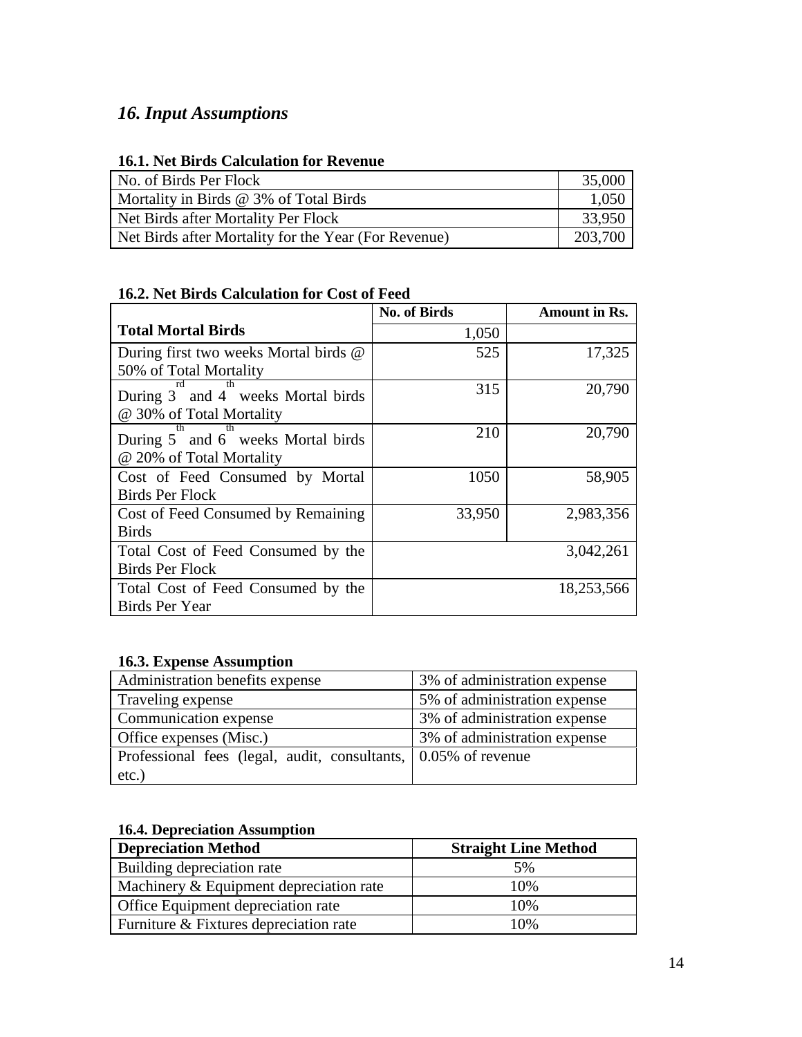## *16. Input Assumptions*

### 16.1. Net Birds Calculation for Revenue

| | |
|---|---|
| No. of Birds Per Flock | 35,000 |
| Mortality in Birds @ 3% of Total Birds | 1,050 |
| Net Birds after Mortality Per Flock | 33,950 |
| Net Birds after Mortality for the Year (For Revenue) | 203,700 |

### 16.2. Net Birds Calculation for Cost of Feed

| | No. of Birds | Amount in Rs. |
|---|---|---|
| **Total Mortal Birds** | 1,050 | |
| During first two weeks Mortal birds @ 50% of Total Mortality | 525 | 17,325 |
| During 3rd and 4th weeks Mortal birds @ 30% of Total Mortality | 315 | 20,790 |
| During 5th and 6th weeks Mortal birds @ 20% of Total Mortality | 210 | 20,790 |
| Cost of Feed Consumed by Mortal Birds Per Flock | 1050 | 58,905 |
| Cost of Feed Consumed by Remaining Birds | 33,950 | 2,983,356 |
| Total Cost of Feed Consumed by the Birds Per Flock | | 3,042,261 |
| Total Cost of Feed Consumed by the Birds Per Year | | 18,253,566 |

### 16.3. Expense Assumption

| | |
|---|---|
| Administration benefits expense | 3% of administration expense |
| Traveling expense | 5% of administration expense |
| Communication expense | 3% of administration expense |
| Office expenses (Misc.) | 3% of administration expense |
| Professional fees (legal, audit, consultants, etc.) | 0.05% of revenue |

### 16.4. Depreciation Assumption

| Depreciation Method | Straight Line Method |
|---|---|
| Building depreciation rate | 5% |
| Machinery & Equipment depreciation rate | 10% |
| Office Equipment depreciation rate | 10% |
| Furniture & Fixtures depreciation rate | 10% |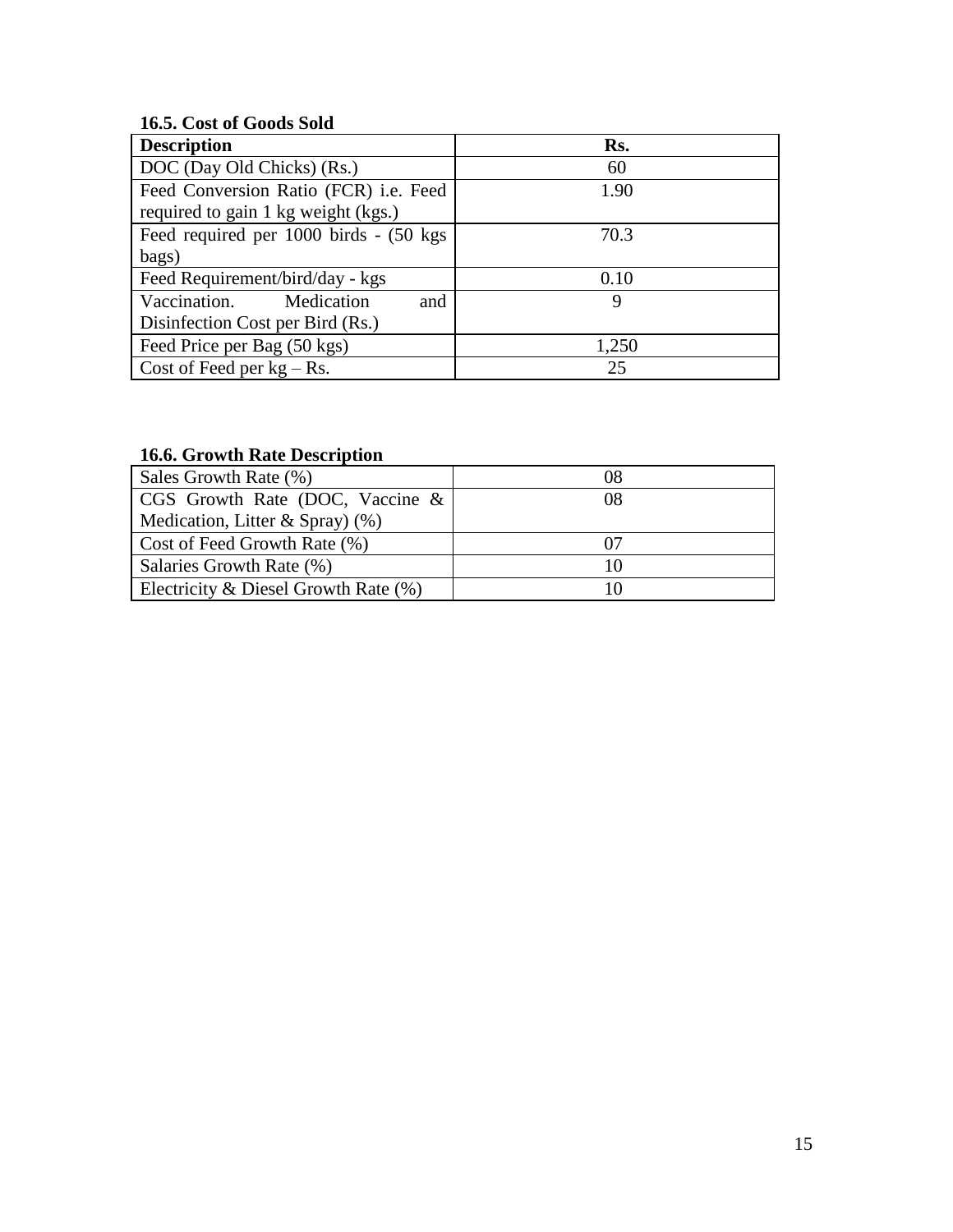### 16.5. Cost of Goods Sold

| Description | Rs. |
|---|---|
| DOC (Day Old Chicks) (Rs.) | 60 |
| Feed Conversion Ratio (FCR) i.e. Feed required to gain 1 kg weight (kgs.) | 1.90 |
| Feed required per 1000 birds - (50 kgs bags) | 70.3 |
| Feed Requirement/bird/day - kgs | 0.10 |
| Vaccination. Medication and Disinfection Cost per Bird (Rs.) | 9 |
| Feed Price per Bag (50 kgs) | 1,250 |
| Cost of Feed per kg – Rs. | 25 |

### 16.6. Growth Rate Description

| | |
|---|---|
| Sales Growth Rate (%) | 08 |
| CGS Growth Rate (DOC, Vaccine & Medication, Litter & Spray) (%) | 08 |
| Cost of Feed Growth Rate (%) | 07 |
| Salaries Growth Rate (%) | 10 |
| Electricity & Diesel Growth Rate (%) | 10 |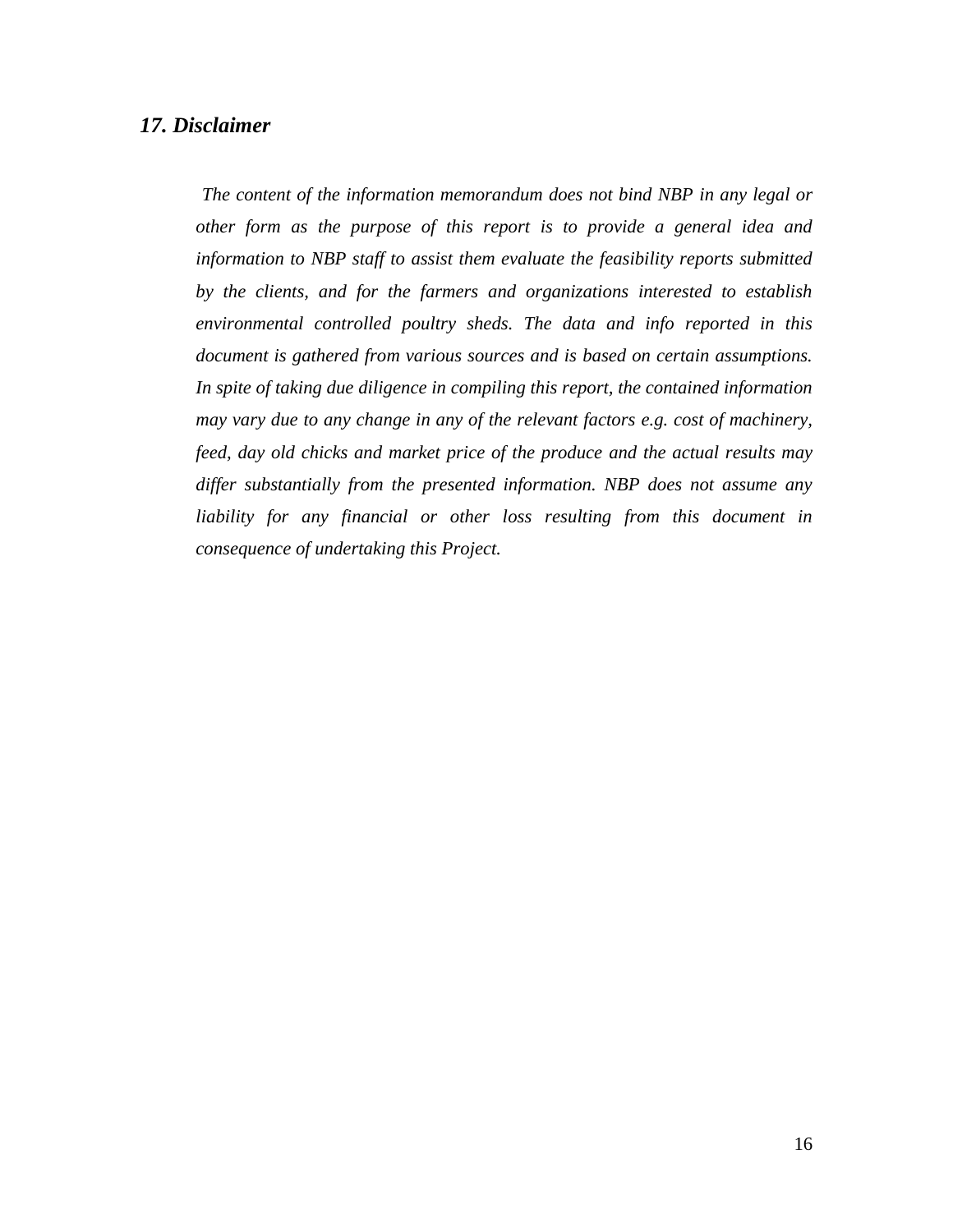## *17. Disclaimer*

*The content of the information memorandum does not bind NBP in any legal or other form as the purpose of this report is to provide a general idea and information to NBP staff to assist them evaluate the feasibility reports submitted by the clients, and for the farmers and organizations interested to establish environmental controlled poultry sheds. The data and info reported in this document is gathered from various sources and is based on certain assumptions. In spite of taking due diligence in compiling this report, the contained information may vary due to any change in any of the relevant factors e.g. cost of machinery, feed, day old chicks and market price of the produce and the actual results may differ substantially from the presented information. NBP does not assume any liability for any financial or other loss resulting from this document in consequence of undertaking this Project.*